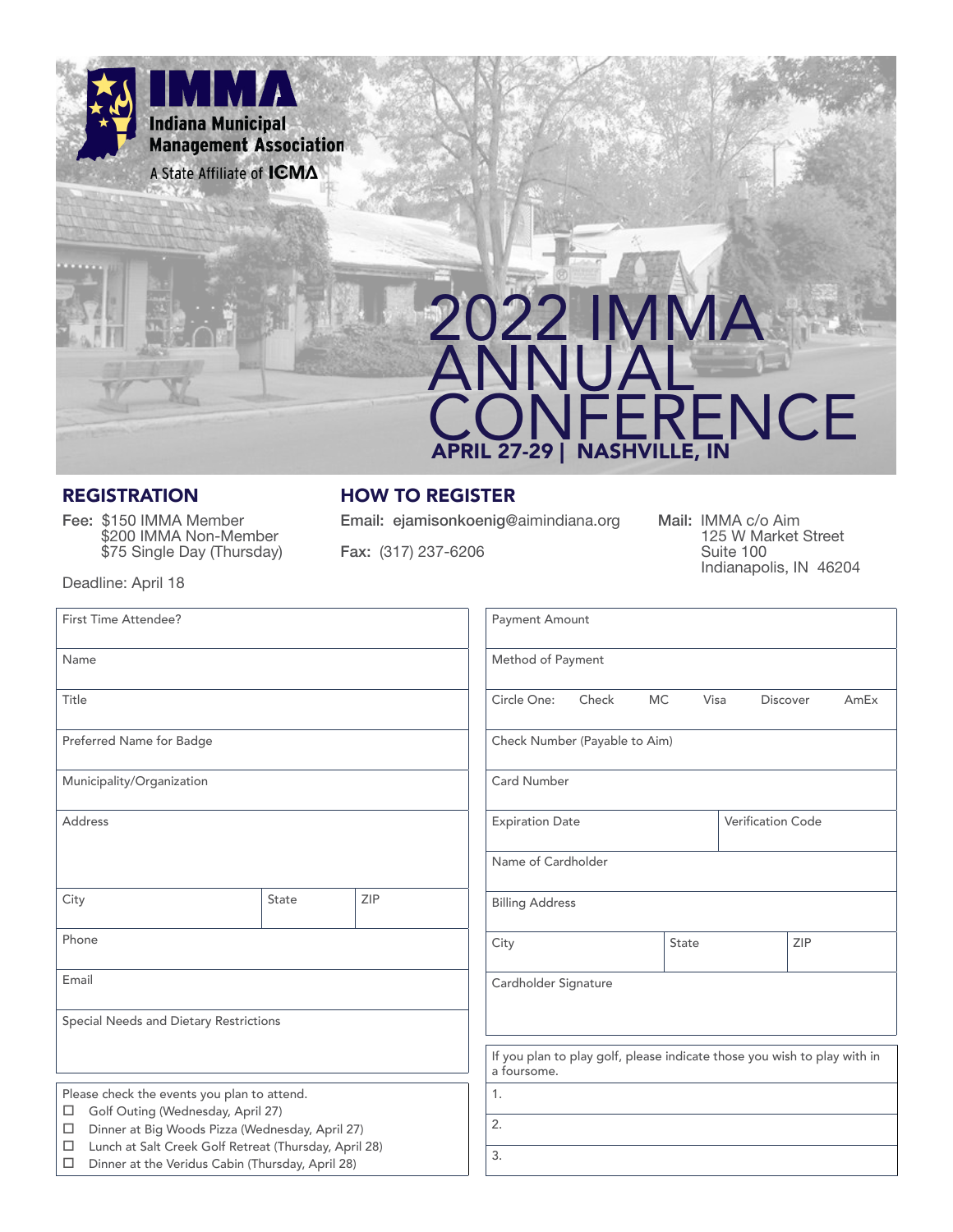**IMMA**
**Indiana Municipal Management Association**
A State Affiliate of ICMA

# 2022 IMMA ANNUAL CONFERENCE

**APRIL 27-29 | NASHVILLE, IN**

## REGISTRATION

**Fee:** $150 IMMA Member
$200 IMMA Non-Member
$75 Single Day (Thursday)

Deadline: April 18

## HOW TO REGISTER

**Email:** ejamisonkoenig@aimindiana.org

**Fax:** (317) 237-6206

**Mail:** IMMA c/o Aim
125 W Market Street
Suite 100
Indianapolis, IN 46204

| | | |
|---|---|---|
| First Time Attendee? | | |
| Name | | |
| Title | | |
| Preferred Name for Badge | | |
| Municipality/Organization | | |
| Address | | |
| City | State | ZIP |
| Phone | | |
| Email | | |
| Special Needs and Dietary Restrictions | | |

Please check the events you plan to attend.

- ☐ Golf Outing (Wednesday, April 27)
- ☐ Dinner at Big Woods Pizza (Wednesday, April 27)
- ☐ Lunch at Salt Creek Golf Retreat (Thursday, April 28)
- ☐ Dinner at the Veridus Cabin (Thursday, April 28)

| | | |
|---|---|---|
| Payment Amount | | |
| Method of Payment | | |
| Circle One: Check MC Visa Discover AmEx | | |
| Check Number (Payable to Aim) | | |
| Card Number | | |
| Expiration Date | Verification Code | |
| Name of Cardholder | | |
| Billing Address | | |
| City | State | ZIP |
| Cardholder Signature | | |

If you plan to play golf, please indicate those you wish to play with in a foursome.

1.
2.
3.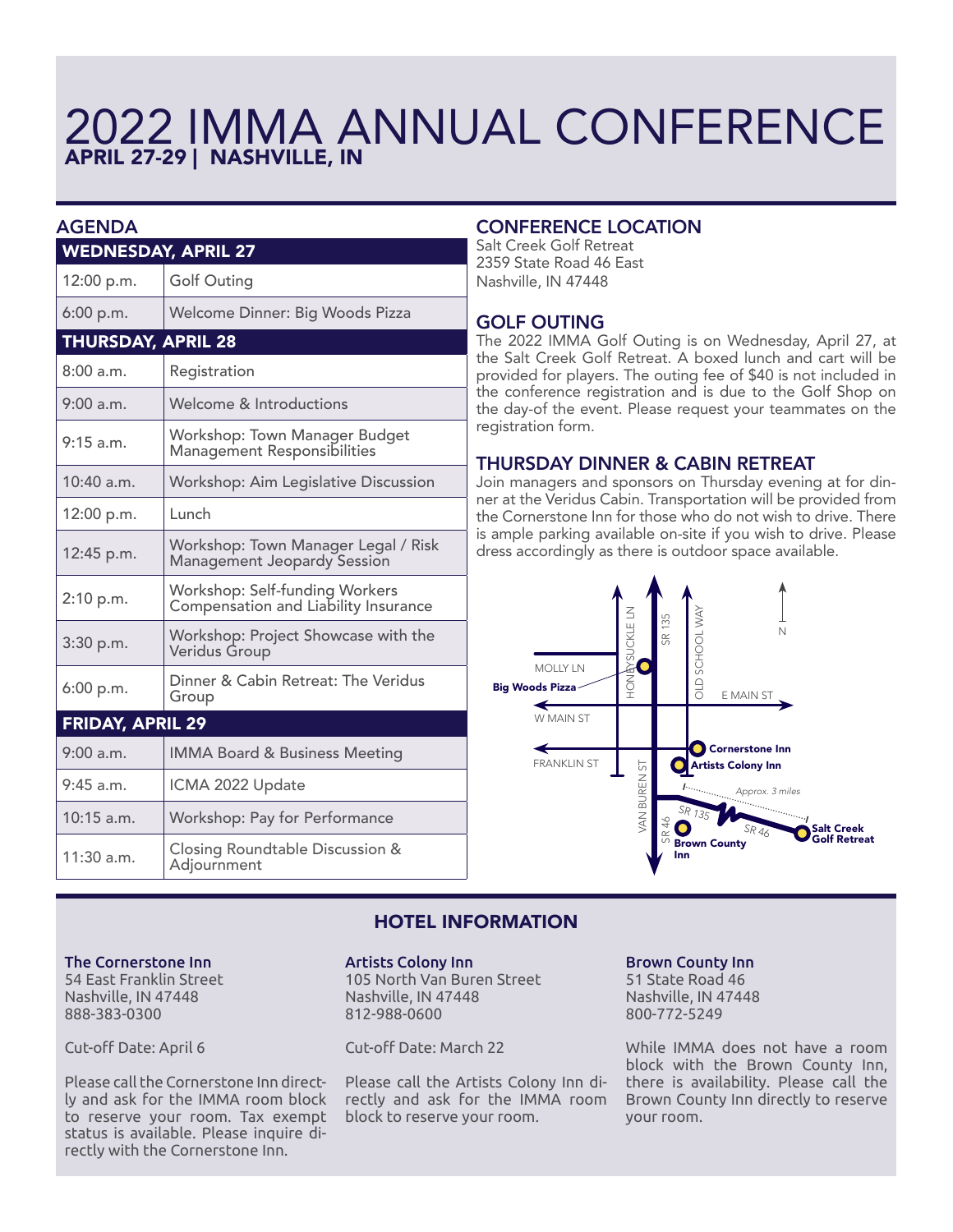# 2022 IMMA ANNUAL CONFERENCE

## APRIL 27-29 | NASHVILLE, IN

## AGENDA

| | |
|---|---|
| **WEDNESDAY, APRIL 27** | |
| 12:00 p.m. | Golf Outing |
| 6:00 p.m. | Welcome Dinner: Big Woods Pizza |
| **THURSDAY, APRIL 28** | |
| 8:00 a.m. | Registration |
| 9:00 a.m. | Welcome & Introductions |
| 9:15 a.m. | Workshop: Town Manager Budget Management Responsibilities |
| 10:40 a.m. | Workshop: Aim Legislative Discussion |
| 12:00 p.m. | Lunch |
| 12:45 p.m. | Workshop: Town Manager Legal / Risk Management Jeopardy Session |
| 2:10 p.m. | Workshop: Self-funding Workers Compensation and Liability Insurance |
| 3:30 p.m. | Workshop: Project Showcase with the Veridus Group |
| 6:00 p.m. | Dinner & Cabin Retreat: The Veridus Group |
| **FRIDAY, APRIL 29** | |
| 9:00 a.m. | IMMA Board & Business Meeting |
| 9:45 a.m. | ICMA 2022 Update |
| 10:15 a.m. | Workshop: Pay for Performance |
| 11:30 a.m. | Closing Roundtable Discussion & Adjournment |

## CONFERENCE LOCATION

Salt Creek Golf Retreat
2359 State Road 46 East
Nashville, IN 47448

## GOLF OUTING

The 2022 IMMA Golf Outing is on Wednesday, April 27, at the Salt Creek Golf Retreat. A boxed lunch and cart will be provided for players. The outing fee of $40 is not included in the conference registration and is due to the Golf Shop on the day-of the event. Please request your teammates on the registration form.

## THURSDAY DINNER & CABIN RETREAT

Join managers and sponsors on Thursday evening at for dinner at the Veridus Cabin. Transportation will be provided from the Cornerstone Inn for those who do not wish to drive. There is ample parking available on-site if you wish to drive. Please dress accordingly as there is outdoor space available.

HONEYSUCKLE LN
SR 135
OLD SCHOOL WAY
N
MOLLY LN
Big Woods Pizza
E MAIN ST
W MAIN ST
Cornerstone Inn
FRANKLIN ST
Artists Colony Inn
VAN BUREN ST
Approx. 3 miles
SR 135
SR 46
SR 46
Salt Creek Golf Retreat
Brown County Inn

## HOTEL INFORMATION

**The Cornerstone Inn**
54 East Franklin Street
Nashville, IN 47448
888-383-0300

Cut-off Date: April 6

Please call the Cornerstone Inn directly and ask for the IMMA room block to reserve your room. Tax exempt status is available. Please inquire directly with the Cornerstone Inn.

**Artists Colony Inn**
105 North Van Buren Street
Nashville, IN 47448
812-988-0600

Cut-off Date: March 22

Please call the Artists Colony Inn directly and ask for the IMMA room block to reserve your room.

**Brown County Inn**
51 State Road 46
Nashville, IN 47448
800-772-5249

While IMMA does not have a room block with the Brown County Inn, there is availability. Please call the Brown County Inn directly to reserve your room.